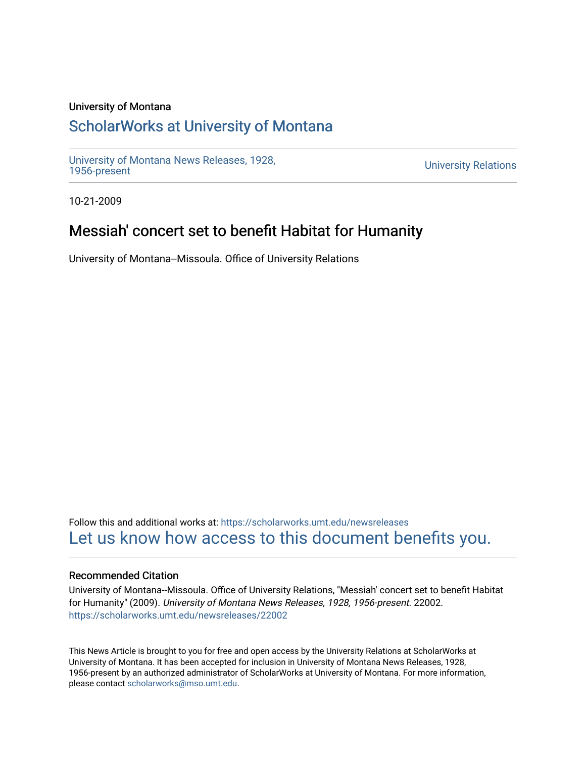University of Montana

## ScholarWorks at University of Montana

University of Montana News Releases, 1928, 1956-present

University Relations

10-21-2009

# Messiah' concert set to benefit Habitat for Humanity

University of Montana--Missoula. Office of University Relations

Follow this and additional works at: https://scholarworks.umt.edu/newsreleases

Let us know how access to this document benefits you.

### Recommended Citation

University of Montana--Missoula. Office of University Relations, "Messiah' concert set to benefit Habitat for Humanity" (2009). *University of Montana News Releases, 1928, 1956-present*. 22002. https://scholarworks.umt.edu/newsreleases/22002

This News Article is brought to you for free and open access by the University Relations at ScholarWorks at University of Montana. It has been accepted for inclusion in University of Montana News Releases, 1928, 1956-present by an authorized administrator of ScholarWorks at University of Montana. For more information, please contact scholarworks@mso.umt.edu.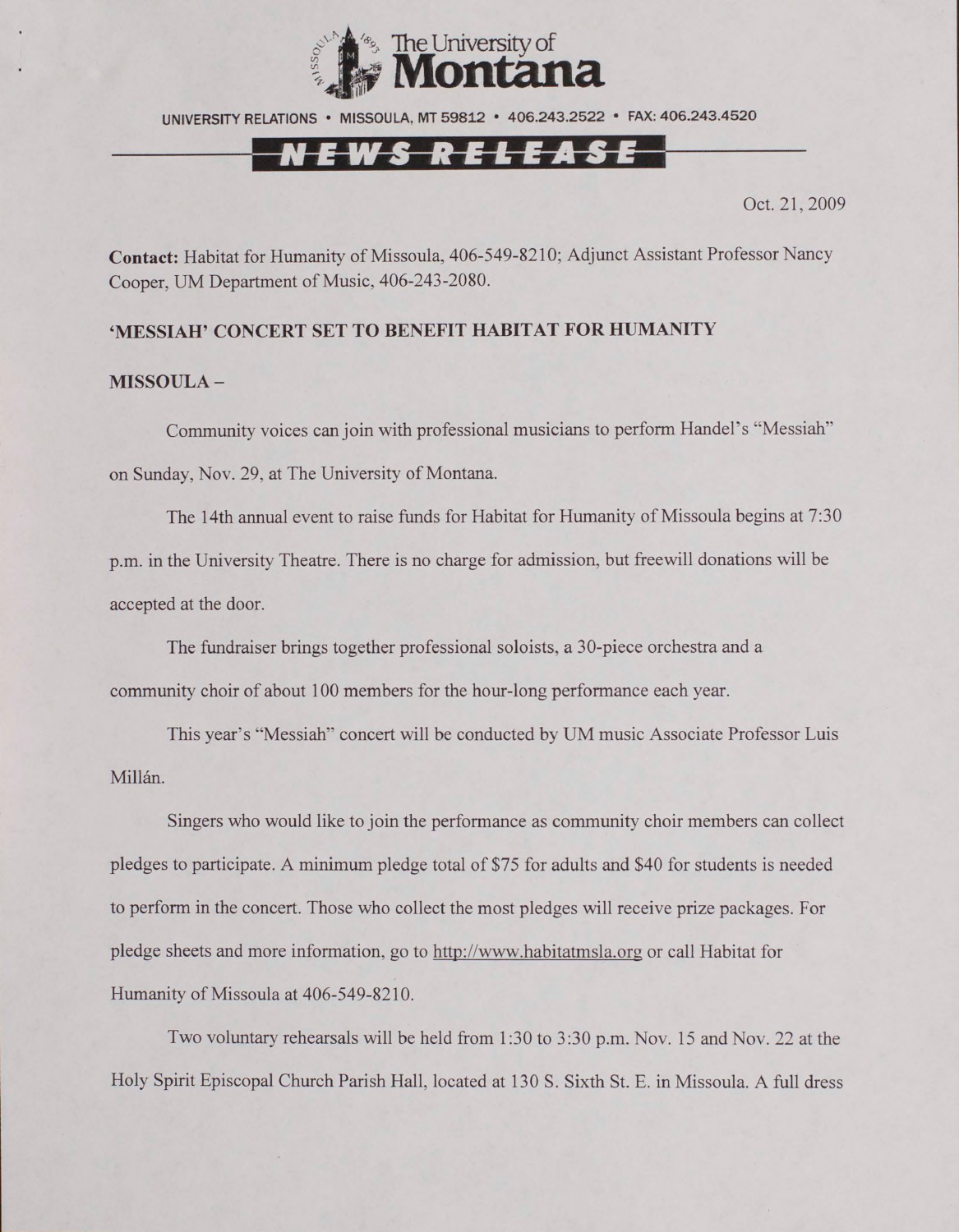The University of Montana

UNIVERSITY RELATIONS • MISSOULA, MT 59812 • 406.243.2522 • FAX: 406.243.4520

NEWS RELEASE

Oct. 21, 2009

**Contact:** Habitat for Humanity of Missoula, 406-549-8210; Adjunct Assistant Professor Nancy Cooper, UM Department of Music, 406-243-2080.

**'MESSIAH' CONCERT SET TO BENEFIT HABITAT FOR HUMANITY**

**MISSOULA –**

Community voices can join with professional musicians to perform Handel's "Messiah" on Sunday, Nov. 29, at The University of Montana.

The 14th annual event to raise funds for Habitat for Humanity of Missoula begins at 7:30 p.m. in the University Theatre. There is no charge for admission, but freewill donations will be accepted at the door.

The fundraiser brings together professional soloists, a 30-piece orchestra and a community choir of about 100 members for the hour-long performance each year.

This year's "Messiah" concert will be conducted by UM music Associate Professor Luis Millán.

Singers who would like to join the performance as community choir members can collect pledges to participate. A minimum pledge total of $75 for adults and $40 for students is needed to perform in the concert. Those who collect the most pledges will receive prize packages. For pledge sheets and more information, go to http://www.habitatmsla.org or call Habitat for Humanity of Missoula at 406-549-8210.

Two voluntary rehearsals will be held from 1:30 to 3:30 p.m. Nov. 15 and Nov. 22 at the Holy Spirit Episcopal Church Parish Hall, located at 130 S. Sixth St. E. in Missoula. A full dress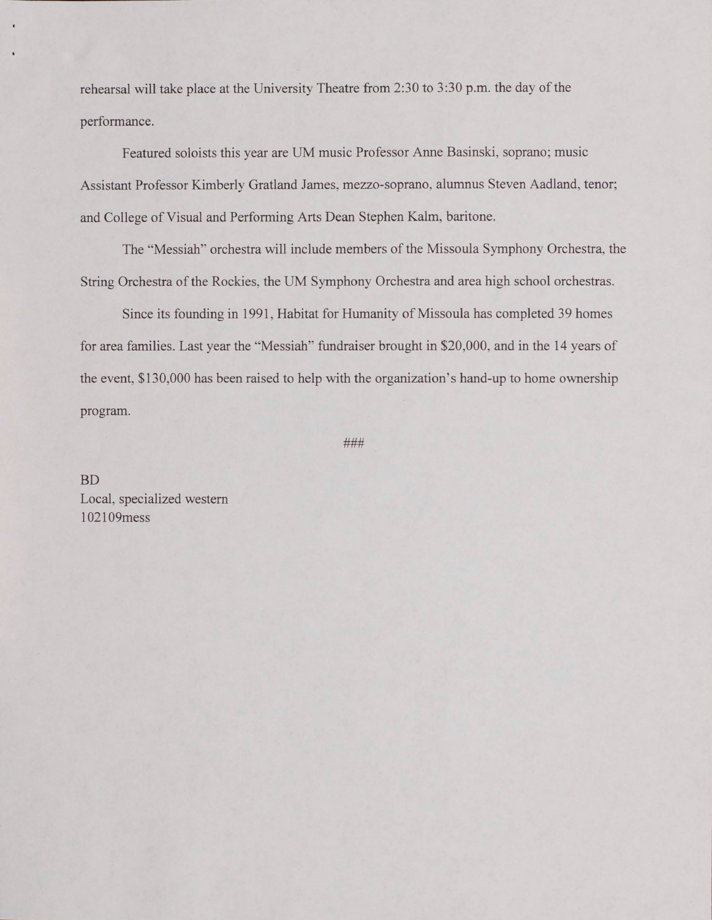rehearsal will take place at the University Theatre from 2:30 to 3:30 p.m. the day of the performance.

Featured soloists this year are UM music Professor Anne Basinski, soprano; music Assistant Professor Kimberly Gratland James, mezzo-soprano, alumnus Steven Aadland, tenor; and College of Visual and Performing Arts Dean Stephen Kalm, baritone.

The "Messiah" orchestra will include members of the Missoula Symphony Orchestra, the String Orchestra of the Rockies, the UM Symphony Orchestra and area high school orchestras.

Since its founding in 1991, Habitat for Humanity of Missoula has completed 39 homes for area families. Last year the "Messiah" fundraiser brought in $20,000, and in the 14 years of the event, $130,000 has been raised to help with the organization's hand-up to home ownership program.

###

BD
Local, specialized western
102109mess